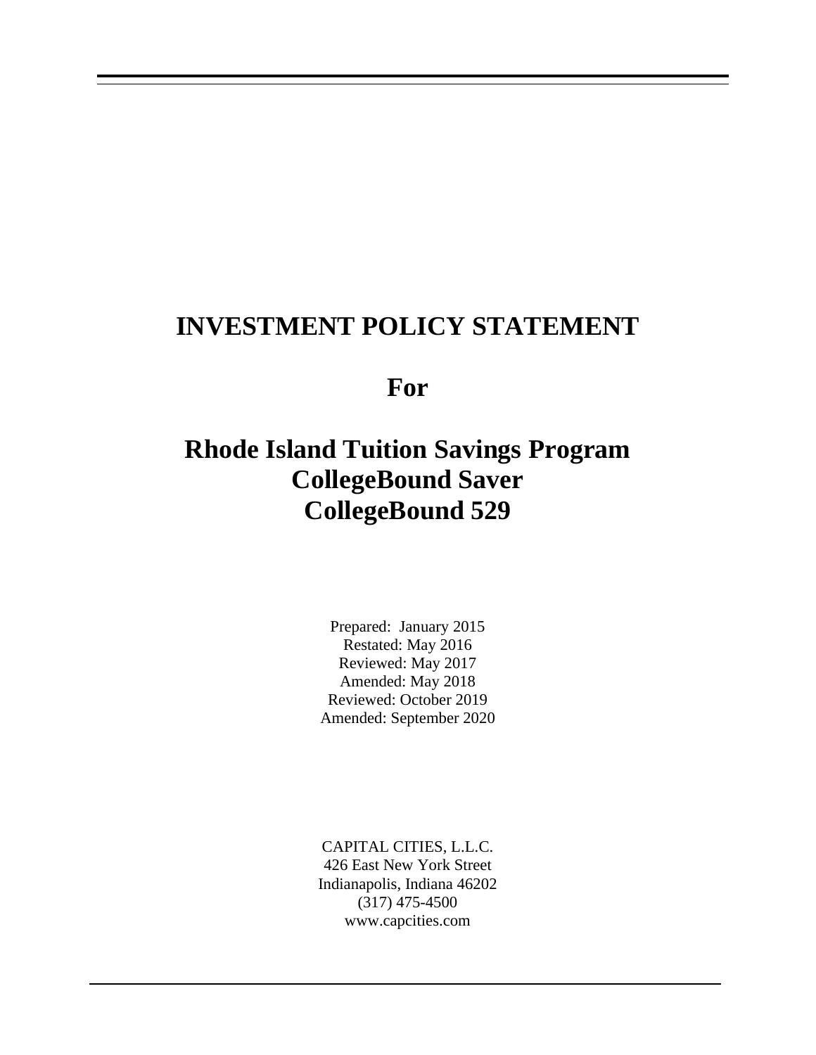# INVESTMENT POLICY STATEMENT

# For

# Rhode Island Tuition Savings Program
# CollegeBound Saver
# CollegeBound 529

Prepared: January 2015
Restated: May 2016
Reviewed: May 2017
Amended: May 2018
Reviewed: October 2019
Amended: September 2020

CAPITAL CITIES, L.L.C.
426 East New York Street
Indianapolis, Indiana 46202
(317) 475-4500
www.capcities.com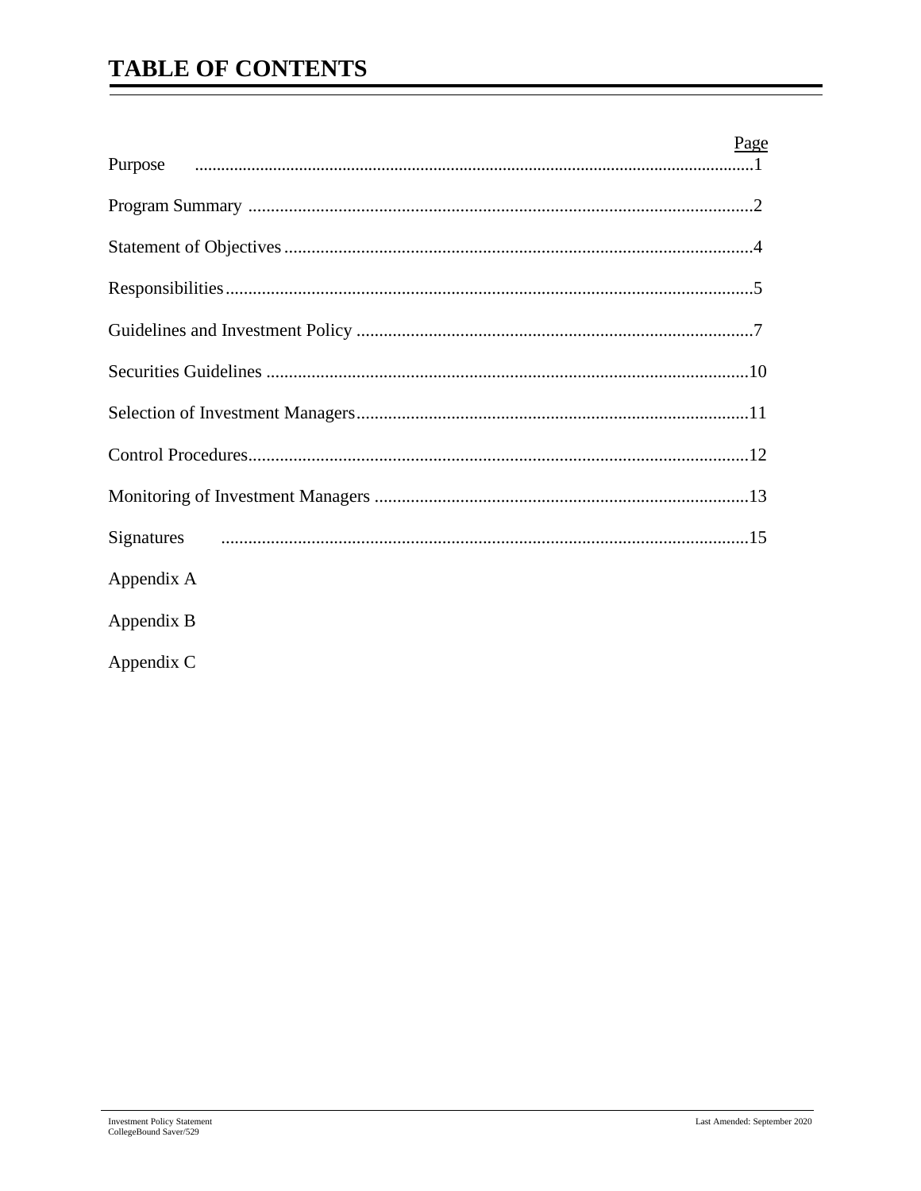# TABLE OF CONTENTS

| | Page |
|---|---|
| Purpose | 1 |
| Program Summary | 2 |
| Statement of Objectives | 4 |
| Responsibilities | 5 |
| Guidelines and Investment Policy | 7 |
| Securities Guidelines | 10 |
| Selection of Investment Managers | 11 |
| Control Procedures | 12 |
| Monitoring of Investment Managers | 13 |
| Signatures | 15 |
| Appendix A | |
| Appendix B | |
| Appendix C | |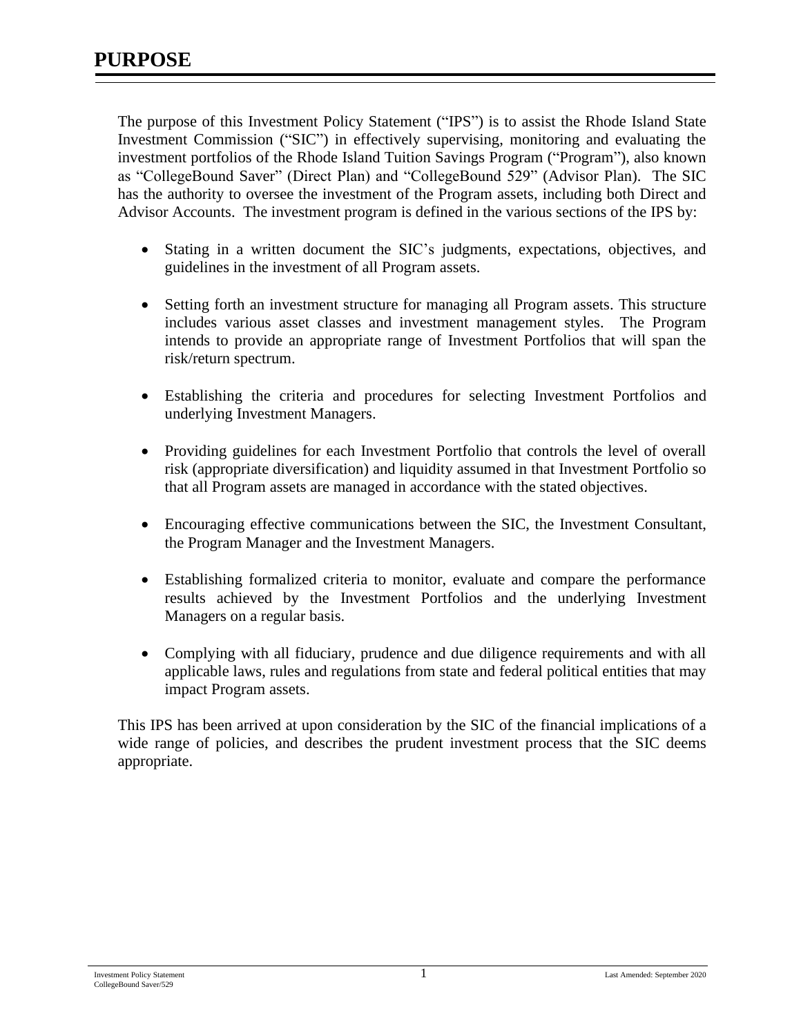# PURPOSE

The purpose of this Investment Policy Statement ("IPS") is to assist the Rhode Island State Investment Commission ("SIC") in effectively supervising, monitoring and evaluating the investment portfolios of the Rhode Island Tuition Savings Program ("Program"), also known as "CollegeBound Saver" (Direct Plan) and "CollegeBound 529" (Advisor Plan). The SIC has the authority to oversee the investment of the Program assets, including both Direct and Advisor Accounts. The investment program is defined in the various sections of the IPS by:

- Stating in a written document the SIC's judgments, expectations, objectives, and guidelines in the investment of all Program assets.
- Setting forth an investment structure for managing all Program assets. This structure includes various asset classes and investment management styles. The Program intends to provide an appropriate range of Investment Portfolios that will span the risk/return spectrum.
- Establishing the criteria and procedures for selecting Investment Portfolios and underlying Investment Managers.
- Providing guidelines for each Investment Portfolio that controls the level of overall risk (appropriate diversification) and liquidity assumed in that Investment Portfolio so that all Program assets are managed in accordance with the stated objectives.
- Encouraging effective communications between the SIC, the Investment Consultant, the Program Manager and the Investment Managers.
- Establishing formalized criteria to monitor, evaluate and compare the performance results achieved by the Investment Portfolios and the underlying Investment Managers on a regular basis.
- Complying with all fiduciary, prudence and due diligence requirements and with all applicable laws, rules and regulations from state and federal political entities that may impact Program assets.

This IPS has been arrived at upon consideration by the SIC of the financial implications of a wide range of policies, and describes the prudent investment process that the SIC deems appropriate.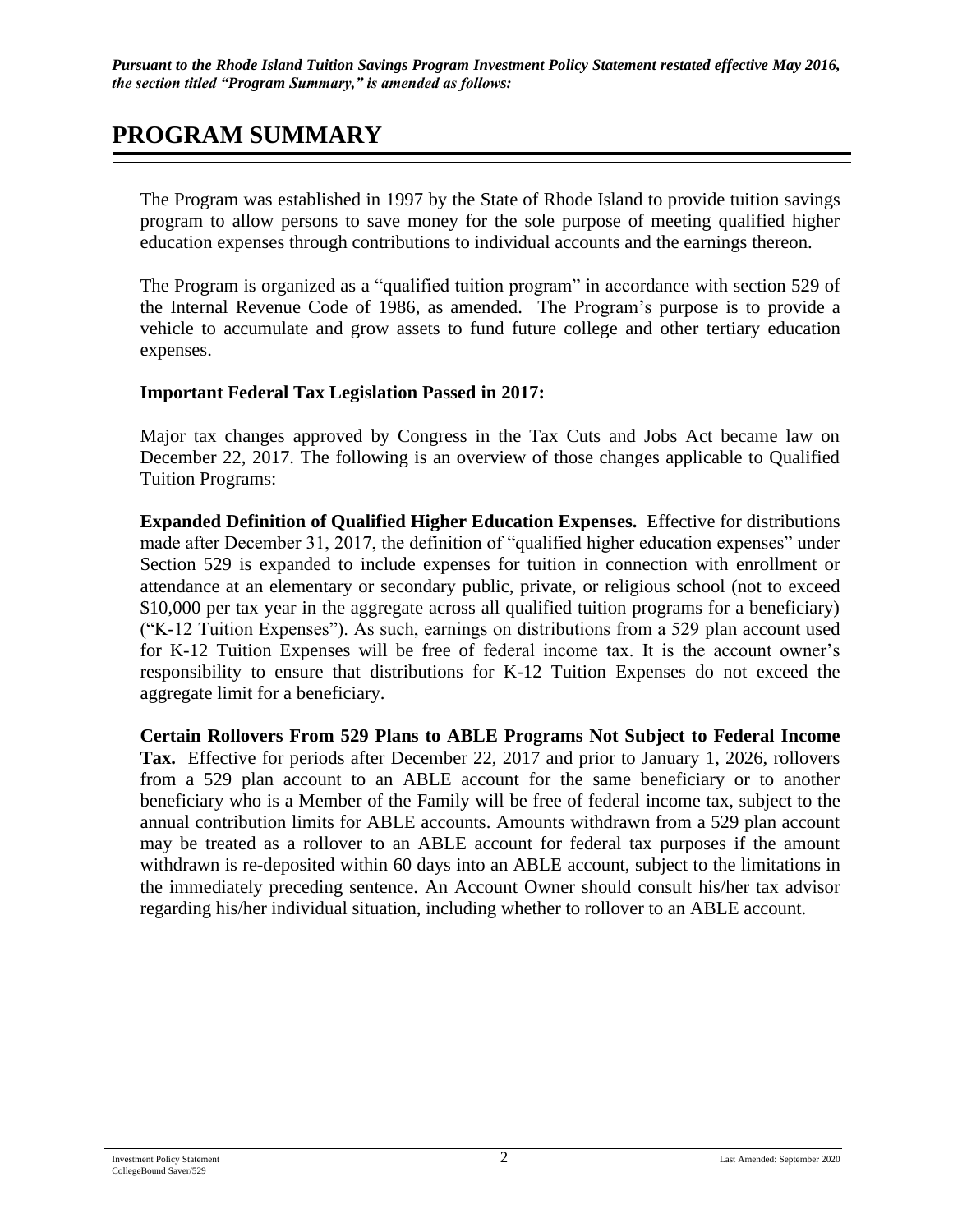***Pursuant to the Rhode Island Tuition Savings Program Investment Policy Statement restated effective May 2016, the section titled "Program Summary," is amended as follows:***

# PROGRAM SUMMARY

The Program was established in 1997 by the State of Rhode Island to provide tuition savings program to allow persons to save money for the sole purpose of meeting qualified higher education expenses through contributions to individual accounts and the earnings thereon.

The Program is organized as a "qualified tuition program" in accordance with section 529 of the Internal Revenue Code of 1986, as amended. The Program's purpose is to provide a vehicle to accumulate and grow assets to fund future college and other tertiary education expenses.

**Important Federal Tax Legislation Passed in 2017:**

Major tax changes approved by Congress in the Tax Cuts and Jobs Act became law on December 22, 2017. The following is an overview of those changes applicable to Qualified Tuition Programs:

**Expanded Definition of Qualified Higher Education Expenses.** Effective for distributions made after December 31, 2017, the definition of "qualified higher education expenses" under Section 529 is expanded to include expenses for tuition in connection with enrollment or attendance at an elementary or secondary public, private, or religious school (not to exceed $10,000 per tax year in the aggregate across all qualified tuition programs for a beneficiary) ("K-12 Tuition Expenses"). As such, earnings on distributions from a 529 plan account used for K-12 Tuition Expenses will be free of federal income tax. It is the account owner's responsibility to ensure that distributions for K-12 Tuition Expenses do not exceed the aggregate limit for a beneficiary.

**Certain Rollovers From 529 Plans to ABLE Programs Not Subject to Federal Income Tax.** Effective for periods after December 22, 2017 and prior to January 1, 2026, rollovers from a 529 plan account to an ABLE account for the same beneficiary or to another beneficiary who is a Member of the Family will be free of federal income tax, subject to the annual contribution limits for ABLE accounts. Amounts withdrawn from a 529 plan account may be treated as a rollover to an ABLE account for federal tax purposes if the amount withdrawn is re-deposited within 60 days into an ABLE account, subject to the limitations in the immediately preceding sentence. An Account Owner should consult his/her tax advisor regarding his/her individual situation, including whether to rollover to an ABLE account.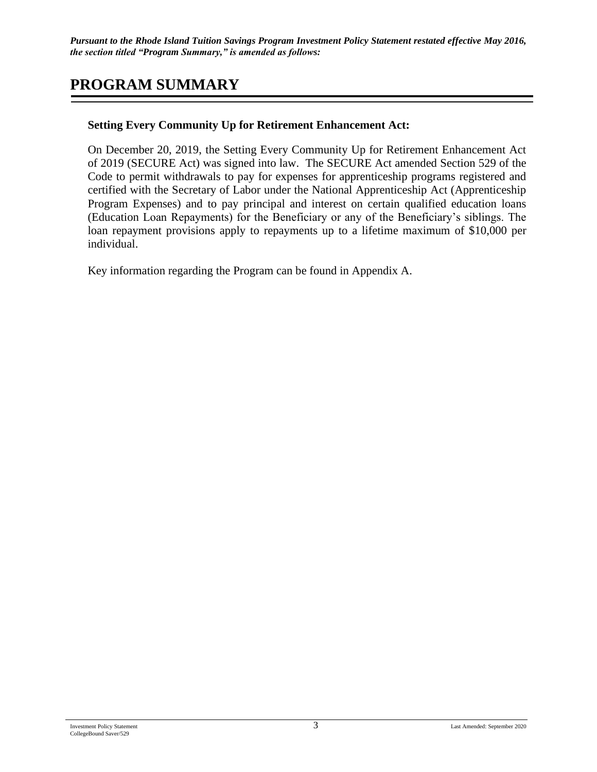***Pursuant to the Rhode Island Tuition Savings Program Investment Policy Statement restated effective May 2016, the section titled "Program Summary," is amended as follows:***

# PROGRAM SUMMARY

**Setting Every Community Up for Retirement Enhancement Act:**

On December 20, 2019, the Setting Every Community Up for Retirement Enhancement Act of 2019 (SECURE Act) was signed into law. The SECURE Act amended Section 529 of the Code to permit withdrawals to pay for expenses for apprenticeship programs registered and certified with the Secretary of Labor under the National Apprenticeship Act (Apprenticeship Program Expenses) and to pay principal and interest on certain qualified education loans (Education Loan Repayments) for the Beneficiary or any of the Beneficiary's siblings. The loan repayment provisions apply to repayments up to a lifetime maximum of $10,000 per individual.

Key information regarding the Program can be found in Appendix A.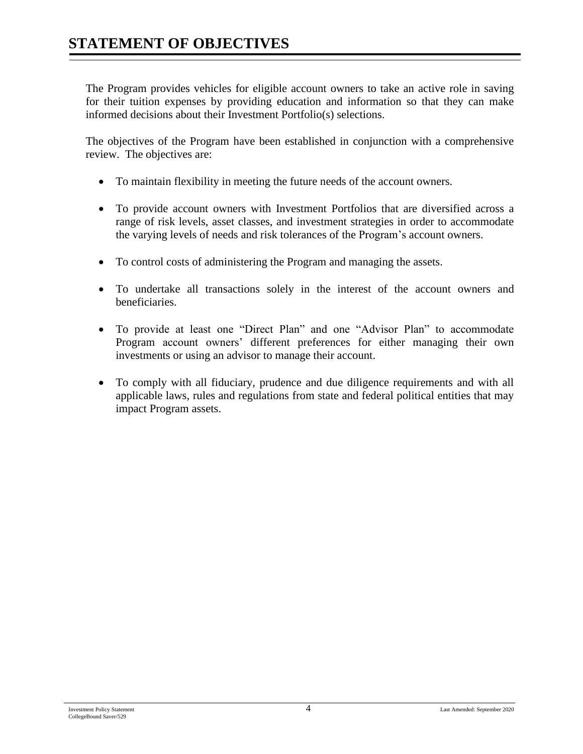# STATEMENT OF OBJECTIVES

The Program provides vehicles for eligible account owners to take an active role in saving for their tuition expenses by providing education and information so that they can make informed decisions about their Investment Portfolio(s) selections.

The objectives of the Program have been established in conjunction with a comprehensive review. The objectives are:

- To maintain flexibility in meeting the future needs of the account owners.
- To provide account owners with Investment Portfolios that are diversified across a range of risk levels, asset classes, and investment strategies in order to accommodate the varying levels of needs and risk tolerances of the Program's account owners.
- To control costs of administering the Program and managing the assets.
- To undertake all transactions solely in the interest of the account owners and beneficiaries.
- To provide at least one "Direct Plan" and one "Advisor Plan" to accommodate Program account owners' different preferences for either managing their own investments or using an advisor to manage their account.
- To comply with all fiduciary, prudence and due diligence requirements and with all applicable laws, rules and regulations from state and federal political entities that may impact Program assets.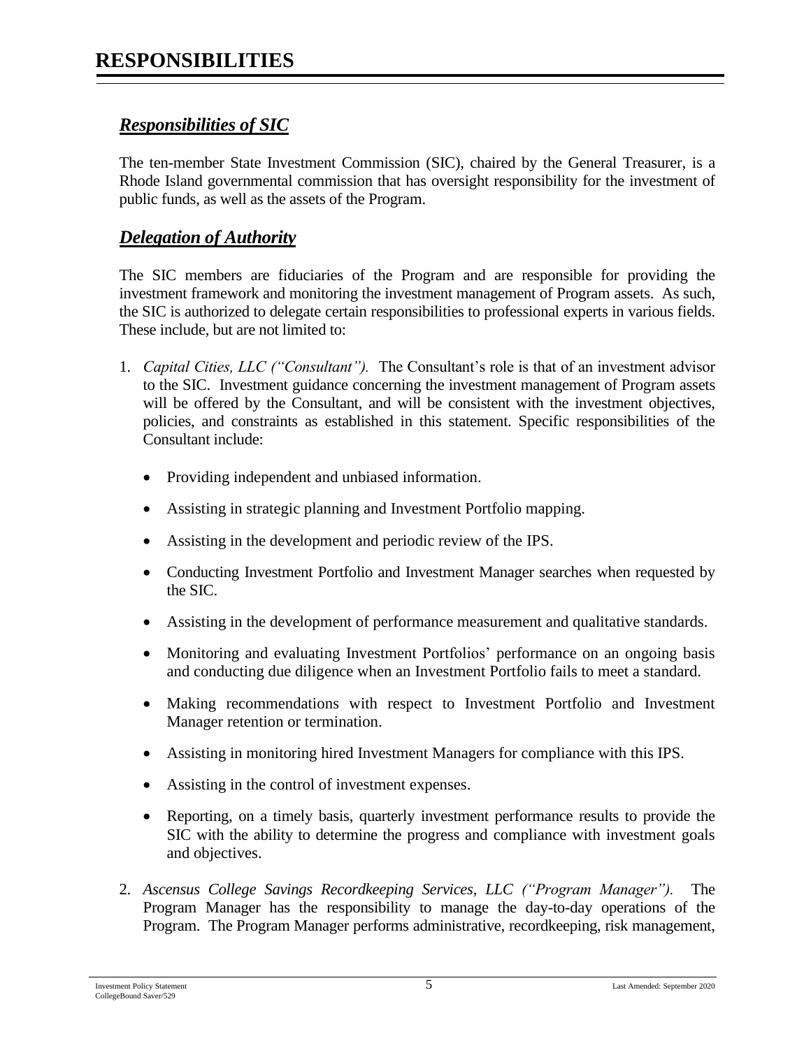# RESPONSIBILITIES

## ***Responsibilities of SIC***

The ten-member State Investment Commission (SIC), chaired by the General Treasurer, is a Rhode Island governmental commission that has oversight responsibility for the investment of public funds, as well as the assets of the Program.

## ***Delegation of Authority***

The SIC members are fiduciaries of the Program and are responsible for providing the investment framework and monitoring the investment management of Program assets. As such, the SIC is authorized to delegate certain responsibilities to professional experts in various fields. These include, but are not limited to:

1. *Capital Cities, LLC ("Consultant").* The Consultant's role is that of an investment advisor to the SIC. Investment guidance concerning the investment management of Program assets will be offered by the Consultant, and will be consistent with the investment objectives, policies, and constraints as established in this statement. Specific responsibilities of the Consultant include:

   - Providing independent and unbiased information.
   - Assisting in strategic planning and Investment Portfolio mapping.
   - Assisting in the development and periodic review of the IPS.
   - Conducting Investment Portfolio and Investment Manager searches when requested by the SIC.
   - Assisting in the development of performance measurement and qualitative standards.
   - Monitoring and evaluating Investment Portfolios' performance on an ongoing basis and conducting due diligence when an Investment Portfolio fails to meet a standard.
   - Making recommendations with respect to Investment Portfolio and Investment Manager retention or termination.
   - Assisting in monitoring hired Investment Managers for compliance with this IPS.
   - Assisting in the control of investment expenses.
   - Reporting, on a timely basis, quarterly investment performance results to provide the SIC with the ability to determine the progress and compliance with investment goals and objectives.

2. *Ascensus College Savings Recordkeeping Services, LLC ("Program Manager").* The Program Manager has the responsibility to manage the day-to-day operations of the Program. The Program Manager performs administrative, recordkeeping, risk management,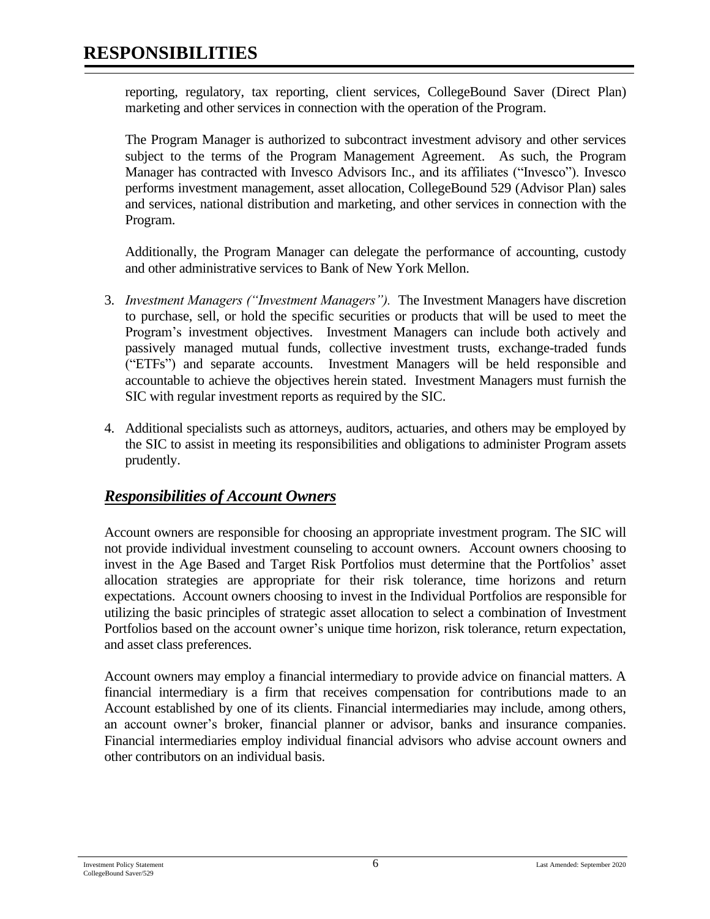# RESPONSIBILITIES

reporting, regulatory, tax reporting, client services, CollegeBound Saver (Direct Plan) marketing and other services in connection with the operation of the Program.

The Program Manager is authorized to subcontract investment advisory and other services subject to the terms of the Program Management Agreement. As such, the Program Manager has contracted with Invesco Advisors Inc., and its affiliates ("Invesco"). Invesco performs investment management, asset allocation, CollegeBound 529 (Advisor Plan) sales and services, national distribution and marketing, and other services in connection with the Program.

Additionally, the Program Manager can delegate the performance of accounting, custody and other administrative services to Bank of New York Mellon.

3. *Investment Managers ("Investment Managers").* The Investment Managers have discretion to purchase, sell, or hold the specific securities or products that will be used to meet the Program's investment objectives. Investment Managers can include both actively and passively managed mutual funds, collective investment trusts, exchange-traded funds ("ETFs") and separate accounts. Investment Managers will be held responsible and accountable to achieve the objectives herein stated. Investment Managers must furnish the SIC with regular investment reports as required by the SIC.

4. Additional specialists such as attorneys, auditors, actuaries, and others may be employed by the SIC to assist in meeting its responsibilities and obligations to administer Program assets prudently.

## ***Responsibilities of Account Owners***

Account owners are responsible for choosing an appropriate investment program. The SIC will not provide individual investment counseling to account owners. Account owners choosing to invest in the Age Based and Target Risk Portfolios must determine that the Portfolios' asset allocation strategies are appropriate for their risk tolerance, time horizons and return expectations. Account owners choosing to invest in the Individual Portfolios are responsible for utilizing the basic principles of strategic asset allocation to select a combination of Investment Portfolios based on the account owner's unique time horizon, risk tolerance, return expectation, and asset class preferences.

Account owners may employ a financial intermediary to provide advice on financial matters. A financial intermediary is a firm that receives compensation for contributions made to an Account established by one of its clients. Financial intermediaries may include, among others, an account owner's broker, financial planner or advisor, banks and insurance companies. Financial intermediaries employ individual financial advisors who advise account owners and other contributors on an individual basis.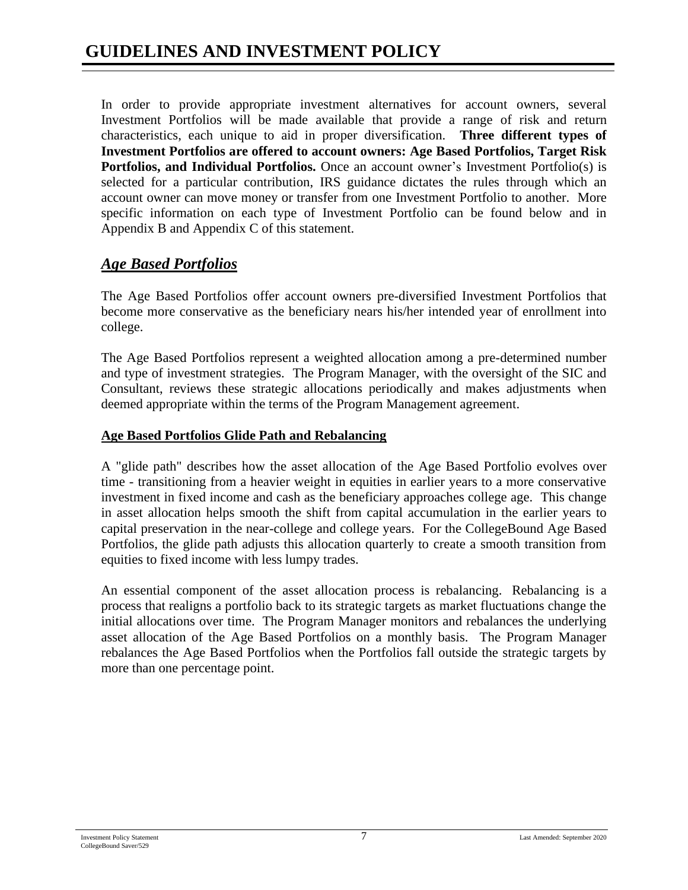# GUIDELINES AND INVESTMENT POLICY

In order to provide appropriate investment alternatives for account owners, several Investment Portfolios will be made available that provide a range of risk and return characteristics, each unique to aid in proper diversification. **Three different types of Investment Portfolios are offered to account owners: Age Based Portfolios, Target Risk Portfolios, and Individual Portfolios.** Once an account owner's Investment Portfolio(s) is selected for a particular contribution, IRS guidance dictates the rules through which an account owner can move money or transfer from one Investment Portfolio to another. More specific information on each type of Investment Portfolio can be found below and in Appendix B and Appendix C of this statement.

## *Age Based Portfolios*

The Age Based Portfolios offer account owners pre-diversified Investment Portfolios that become more conservative as the beneficiary nears his/her intended year of enrollment into college.

The Age Based Portfolios represent a weighted allocation among a pre-determined number and type of investment strategies. The Program Manager, with the oversight of the SIC and Consultant, reviews these strategic allocations periodically and makes adjustments when deemed appropriate within the terms of the Program Management agreement.

### Age Based Portfolios Glide Path and Rebalancing

A "glide path" describes how the asset allocation of the Age Based Portfolio evolves over time - transitioning from a heavier weight in equities in earlier years to a more conservative investment in fixed income and cash as the beneficiary approaches college age. This change in asset allocation helps smooth the shift from capital accumulation in the earlier years to capital preservation in the near-college and college years. For the CollegeBound Age Based Portfolios, the glide path adjusts this allocation quarterly to create a smooth transition from equities to fixed income with less lumpy trades.

An essential component of the asset allocation process is rebalancing. Rebalancing is a process that realigns a portfolio back to its strategic targets as market fluctuations change the initial allocations over time. The Program Manager monitors and rebalances the underlying asset allocation of the Age Based Portfolios on a monthly basis. The Program Manager rebalances the Age Based Portfolios when the Portfolios fall outside the strategic targets by more than one percentage point.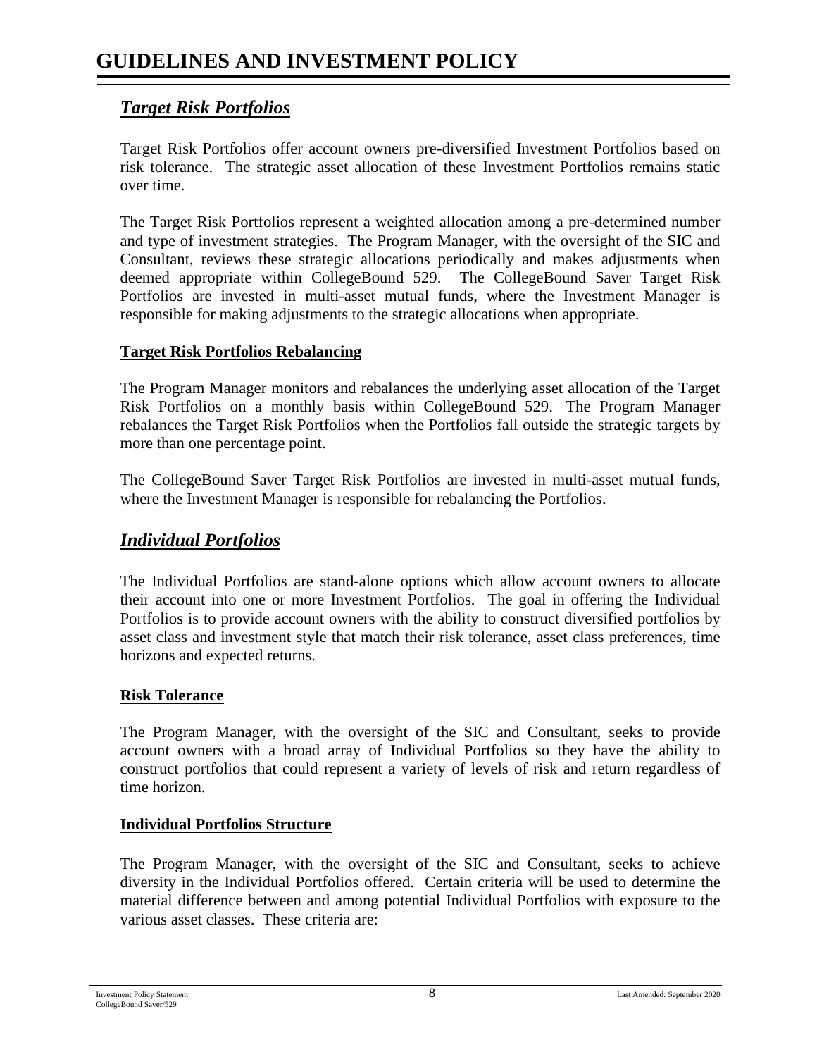# GUIDELINES AND INVESTMENT POLICY

## ***Target Risk Portfolios***

Target Risk Portfolios offer account owners pre-diversified Investment Portfolios based on risk tolerance. The strategic asset allocation of these Investment Portfolios remains static over time.

The Target Risk Portfolios represent a weighted allocation among a pre-determined number and type of investment strategies. The Program Manager, with the oversight of the SIC and Consultant, reviews these strategic allocations periodically and makes adjustments when deemed appropriate within CollegeBound 529. The CollegeBound Saver Target Risk Portfolios are invested in multi-asset mutual funds, where the Investment Manager is responsible for making adjustments to the strategic allocations when appropriate.

### Target Risk Portfolios Rebalancing

The Program Manager monitors and rebalances the underlying asset allocation of the Target Risk Portfolios on a monthly basis within CollegeBound 529. The Program Manager rebalances the Target Risk Portfolios when the Portfolios fall outside the strategic targets by more than one percentage point.

The CollegeBound Saver Target Risk Portfolios are invested in multi-asset mutual funds, where the Investment Manager is responsible for rebalancing the Portfolios.

## ***Individual Portfolios***

The Individual Portfolios are stand-alone options which allow account owners to allocate their account into one or more Investment Portfolios. The goal in offering the Individual Portfolios is to provide account owners with the ability to construct diversified portfolios by asset class and investment style that match their risk tolerance, asset class preferences, time horizons and expected returns.

### Risk Tolerance

The Program Manager, with the oversight of the SIC and Consultant, seeks to provide account owners with a broad array of Individual Portfolios so they have the ability to construct portfolios that could represent a variety of levels of risk and return regardless of time horizon.

### Individual Portfolios Structure

The Program Manager, with the oversight of the SIC and Consultant, seeks to achieve diversity in the Individual Portfolios offered. Certain criteria will be used to determine the material difference between and among potential Individual Portfolios with exposure to the various asset classes. These criteria are: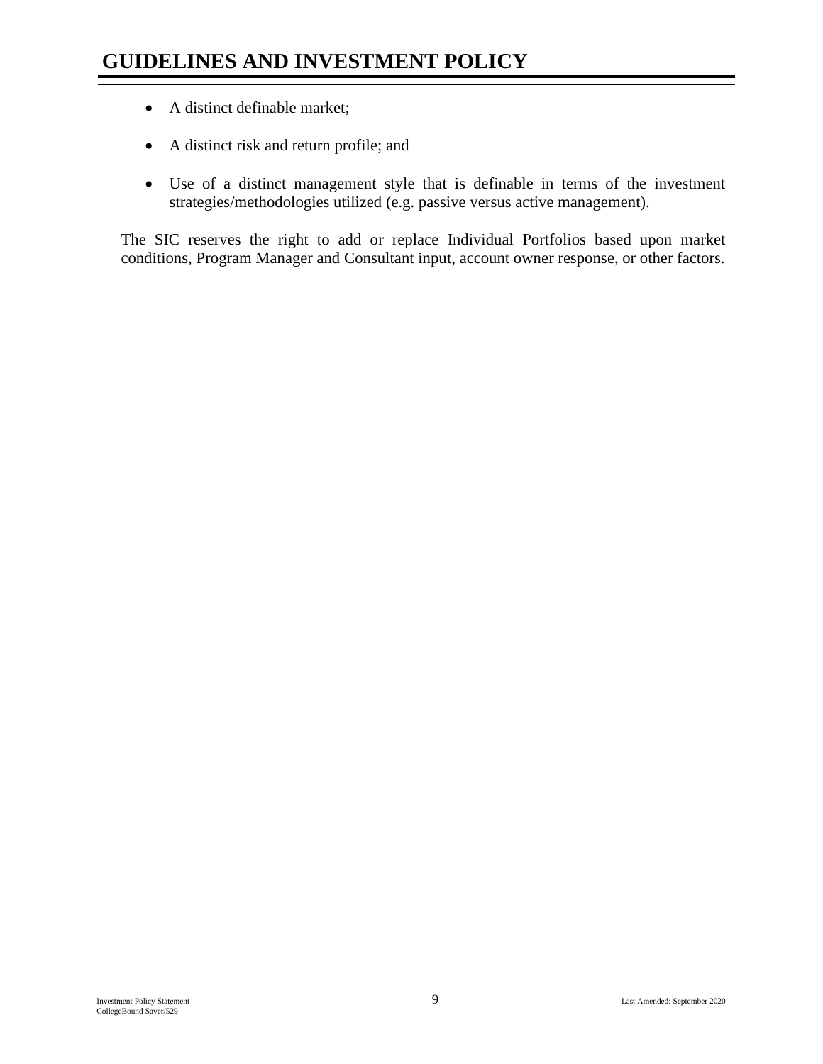- A distinct definable market;
- A distinct risk and return profile; and
- Use of a distinct management style that is definable in terms of the investment strategies/methodologies utilized (e.g. passive versus active management).

The SIC reserves the right to add or replace Individual Portfolios based upon market conditions, Program Manager and Consultant input, account owner response, or other factors.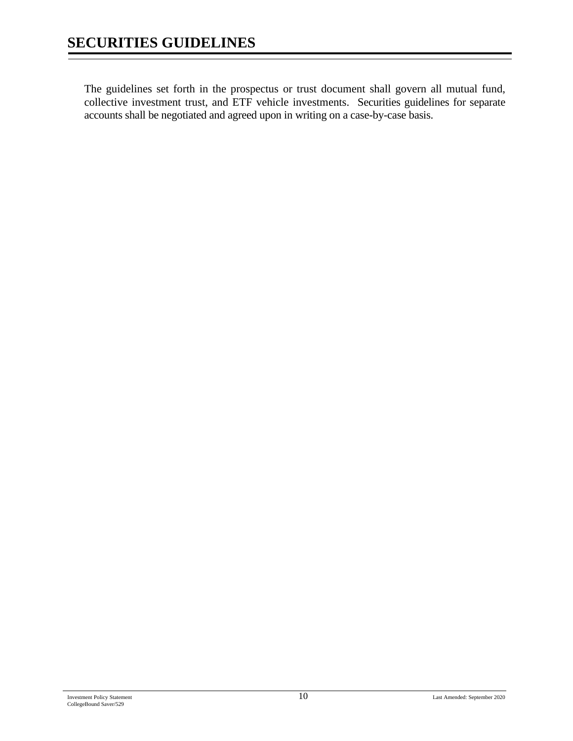# SECURITIES GUIDELINES

The guidelines set forth in the prospectus or trust document shall govern all mutual fund, collective investment trust, and ETF vehicle investments. Securities guidelines for separate accounts shall be negotiated and agreed upon in writing on a case-by-case basis.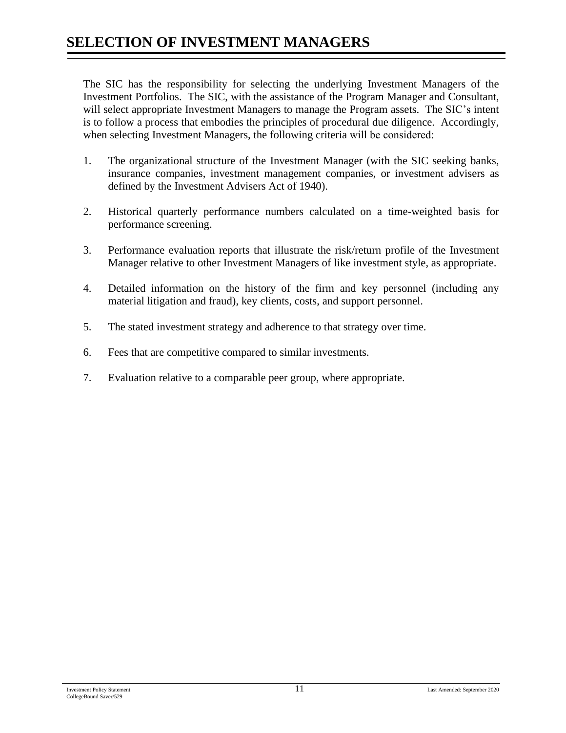# SELECTION OF INVESTMENT MANAGERS

The SIC has the responsibility for selecting the underlying Investment Managers of the Investment Portfolios. The SIC, with the assistance of the Program Manager and Consultant, will select appropriate Investment Managers to manage the Program assets. The SIC's intent is to follow a process that embodies the principles of procedural due diligence. Accordingly, when selecting Investment Managers, the following criteria will be considered:

1. The organizational structure of the Investment Manager (with the SIC seeking banks, insurance companies, investment management companies, or investment advisers as defined by the Investment Advisers Act of 1940).

2. Historical quarterly performance numbers calculated on a time-weighted basis for performance screening.

3. Performance evaluation reports that illustrate the risk/return profile of the Investment Manager relative to other Investment Managers of like investment style, as appropriate.

4. Detailed information on the history of the firm and key personnel (including any material litigation and fraud), key clients, costs, and support personnel.

5. The stated investment strategy and adherence to that strategy over time.

6. Fees that are competitive compared to similar investments.

7. Evaluation relative to a comparable peer group, where appropriate.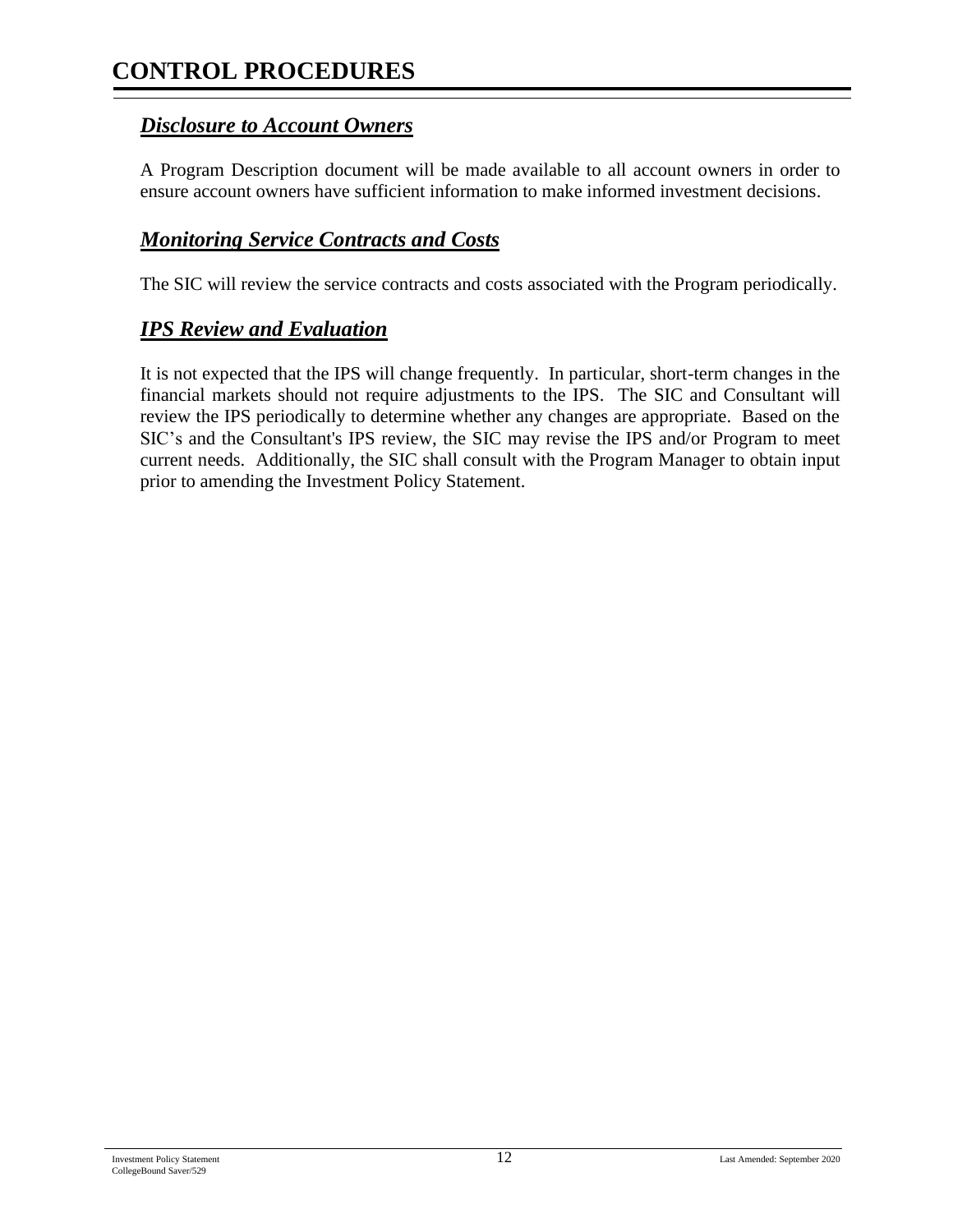# CONTROL PROCEDURES

## ***Disclosure to Account Owners***

A Program Description document will be made available to all account owners in order to ensure account owners have sufficient information to make informed investment decisions.

## ***Monitoring Service Contracts and Costs***

The SIC will review the service contracts and costs associated with the Program periodically.

## ***IPS Review and Evaluation***

It is not expected that the IPS will change frequently. In particular, short-term changes in the financial markets should not require adjustments to the IPS. The SIC and Consultant will review the IPS periodically to determine whether any changes are appropriate. Based on the SIC's and the Consultant's IPS review, the SIC may revise the IPS and/or Program to meet current needs. Additionally, the SIC shall consult with the Program Manager to obtain input prior to amending the Investment Policy Statement.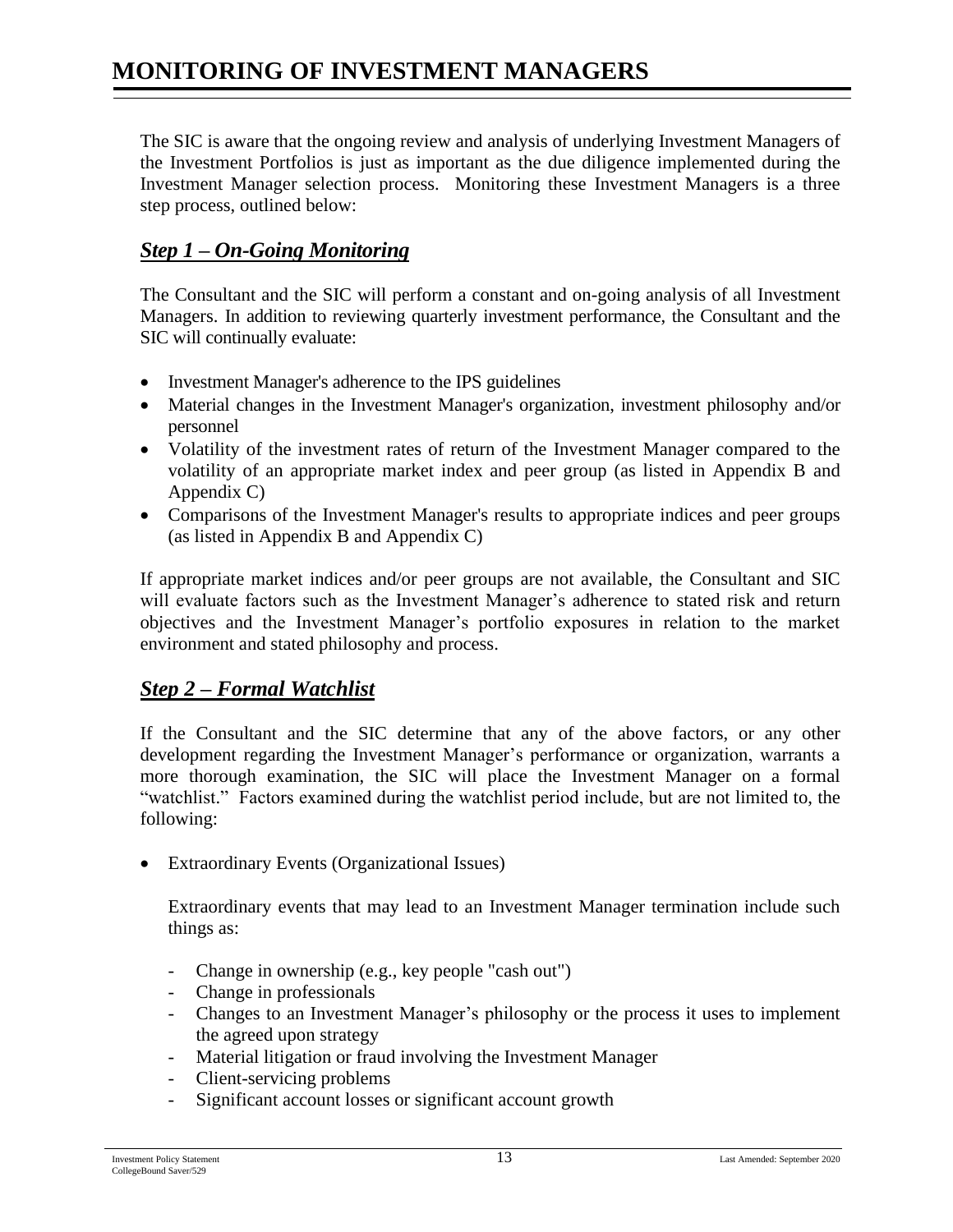# MONITORING OF INVESTMENT MANAGERS

The SIC is aware that the ongoing review and analysis of underlying Investment Managers of the Investment Portfolios is just as important as the due diligence implemented during the Investment Manager selection process. Monitoring these Investment Managers is a three step process, outlined below:

## *Step 1 – On-Going Monitoring*

The Consultant and the SIC will perform a constant and on-going analysis of all Investment Managers. In addition to reviewing quarterly investment performance, the Consultant and the SIC will continually evaluate:

- Investment Manager's adherence to the IPS guidelines
- Material changes in the Investment Manager's organization, investment philosophy and/or personnel
- Volatility of the investment rates of return of the Investment Manager compared to the volatility of an appropriate market index and peer group (as listed in Appendix B and Appendix C)
- Comparisons of the Investment Manager's results to appropriate indices and peer groups (as listed in Appendix B and Appendix C)

If appropriate market indices and/or peer groups are not available, the Consultant and SIC will evaluate factors such as the Investment Manager's adherence to stated risk and return objectives and the Investment Manager's portfolio exposures in relation to the market environment and stated philosophy and process.

## *Step 2 – Formal Watchlist*

If the Consultant and the SIC determine that any of the above factors, or any other development regarding the Investment Manager's performance or organization, warrants a more thorough examination, the SIC will place the Investment Manager on a formal "watchlist." Factors examined during the watchlist period include, but are not limited to, the following:

- Extraordinary Events (Organizational Issues)

  Extraordinary events that may lead to an Investment Manager termination include such things as:

  - Change in ownership (e.g., key people "cash out")
  - Change in professionals
  - Changes to an Investment Manager's philosophy or the process it uses to implement the agreed upon strategy
  - Material litigation or fraud involving the Investment Manager
  - Client-servicing problems
  - Significant account losses or significant account growth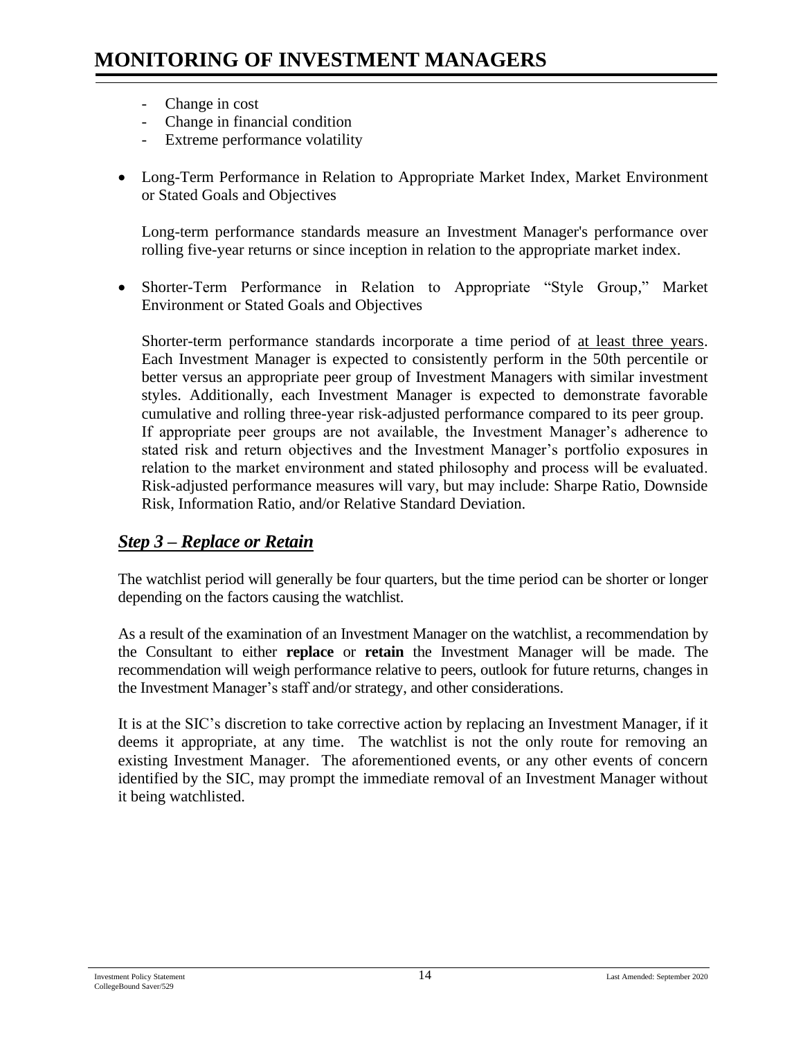# MONITORING OF INVESTMENT MANAGERS

- Change in cost
- Change in financial condition
- Extreme performance volatility

- Long-Term Performance in Relation to Appropriate Market Index, Market Environment or Stated Goals and Objectives

  Long-term performance standards measure an Investment Manager's performance over rolling five-year returns or since inception in relation to the appropriate market index.

- Shorter-Term Performance in Relation to Appropriate "Style Group," Market Environment or Stated Goals and Objectives

  Shorter-term performance standards incorporate a time period of at least three years. Each Investment Manager is expected to consistently perform in the 50th percentile or better versus an appropriate peer group of Investment Managers with similar investment styles. Additionally, each Investment Manager is expected to demonstrate favorable cumulative and rolling three-year risk-adjusted performance compared to its peer group. If appropriate peer groups are not available, the Investment Manager's adherence to stated risk and return objectives and the Investment Manager's portfolio exposures in relation to the market environment and stated philosophy and process will be evaluated. Risk-adjusted performance measures will vary, but may include: Sharpe Ratio, Downside Risk, Information Ratio, and/or Relative Standard Deviation.

## *Step 3 – Replace or Retain*

The watchlist period will generally be four quarters, but the time period can be shorter or longer depending on the factors causing the watchlist.

As a result of the examination of an Investment Manager on the watchlist, a recommendation by the Consultant to either **replace** or **retain** the Investment Manager will be made. The recommendation will weigh performance relative to peers, outlook for future returns, changes in the Investment Manager's staff and/or strategy, and other considerations.

It is at the SIC's discretion to take corrective action by replacing an Investment Manager, if it deems it appropriate, at any time. The watchlist is not the only route for removing an existing Investment Manager. The aforementioned events, or any other events of concern identified by the SIC, may prompt the immediate removal of an Investment Manager without it being watchlisted.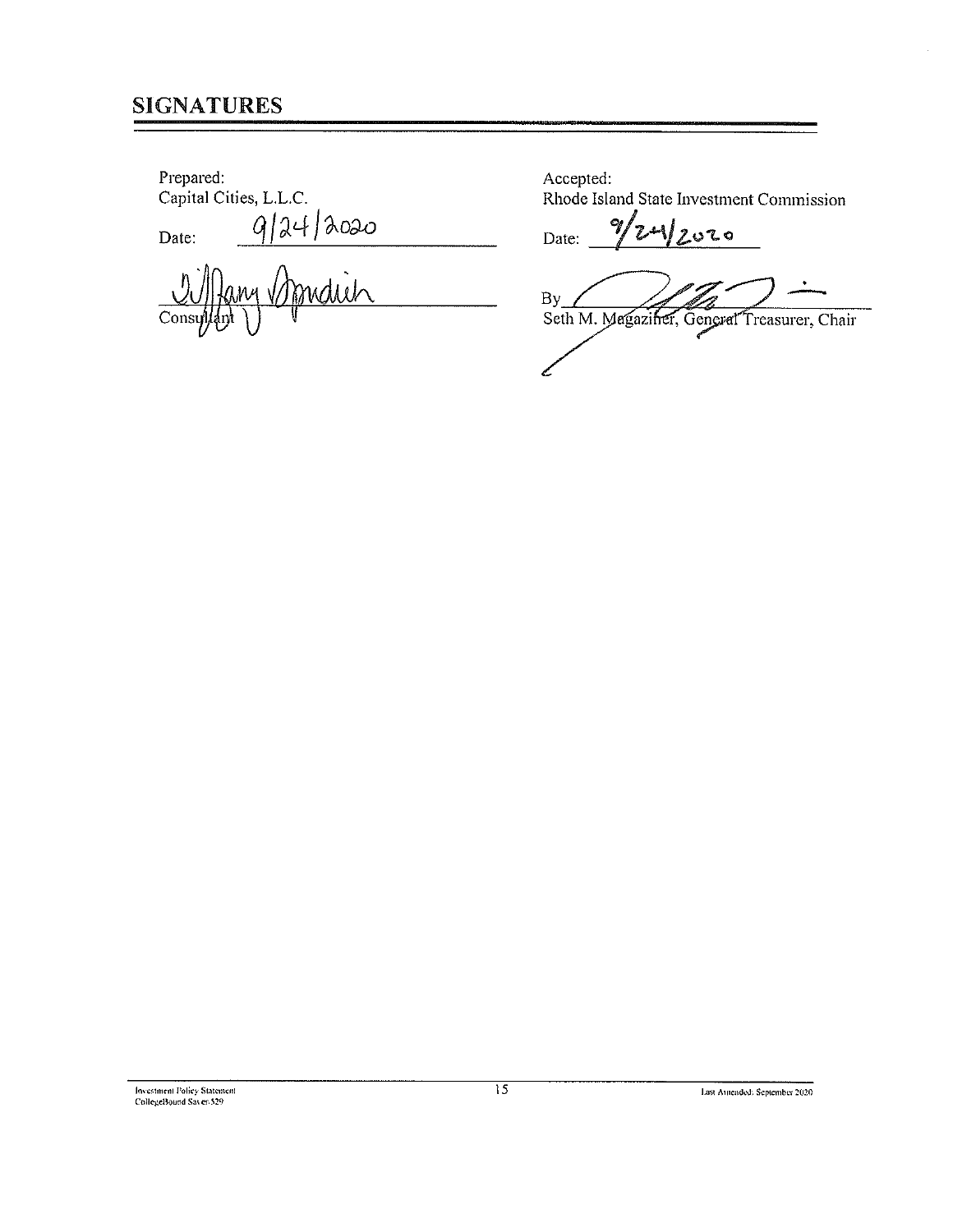## SIGNATURES

Prepared:
Capital Cities, L.L.C.

Date: 9/24/2020

Consultant

Accepted:
Rhode Island State Investment Commission

Date: 9/24/2020

By

Seth M. Magaziner, General Treasurer, Chair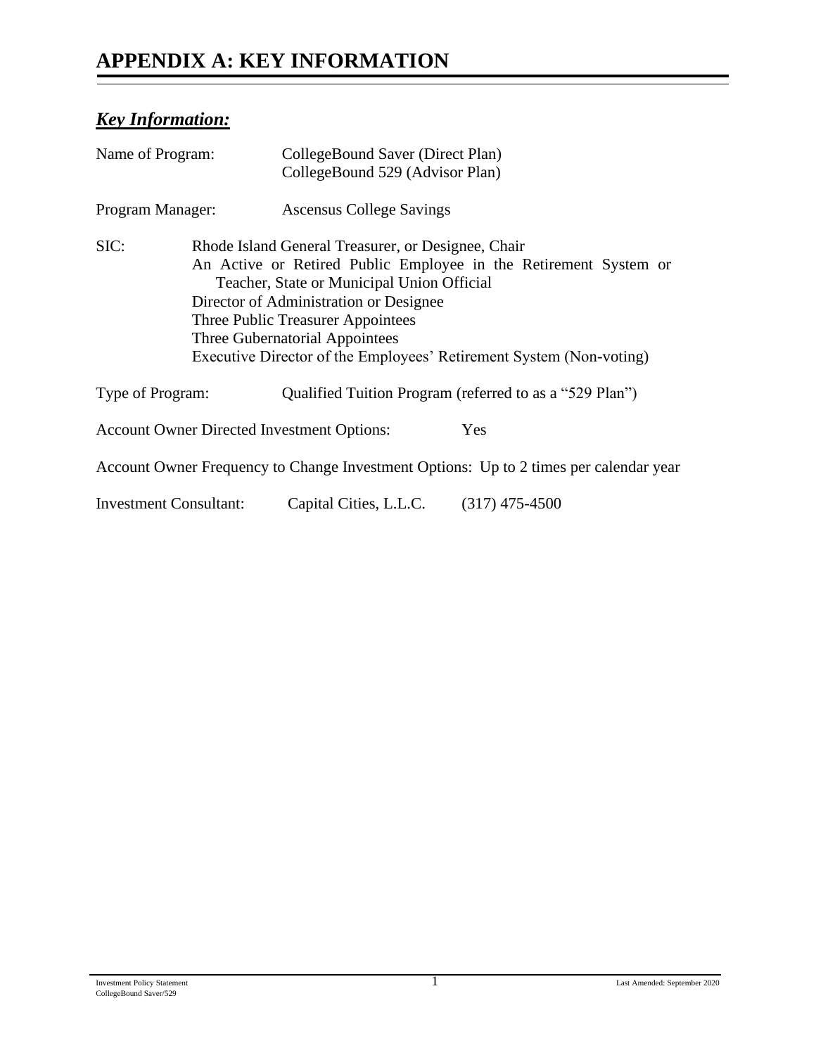# APPENDIX A: KEY INFORMATION

## *Key Information:*

Name of Program: CollegeBound Saver (Direct Plan)
CollegeBound 529 (Advisor Plan)

Program Manager: Ascensus College Savings

SIC: Rhode Island General Treasurer, or Designee, Chair
An Active or Retired Public Employee in the Retirement System or Teacher, State or Municipal Union Official
Director of Administration or Designee
Three Public Treasurer Appointees
Three Gubernatorial Appointees
Executive Director of the Employees' Retirement System (Non-voting)

Type of Program: Qualified Tuition Program (referred to as a "529 Plan")

Account Owner Directed Investment Options: Yes

Account Owner Frequency to Change Investment Options: Up to 2 times per calendar year

Investment Consultant: Capital Cities, L.L.C. (317) 475-4500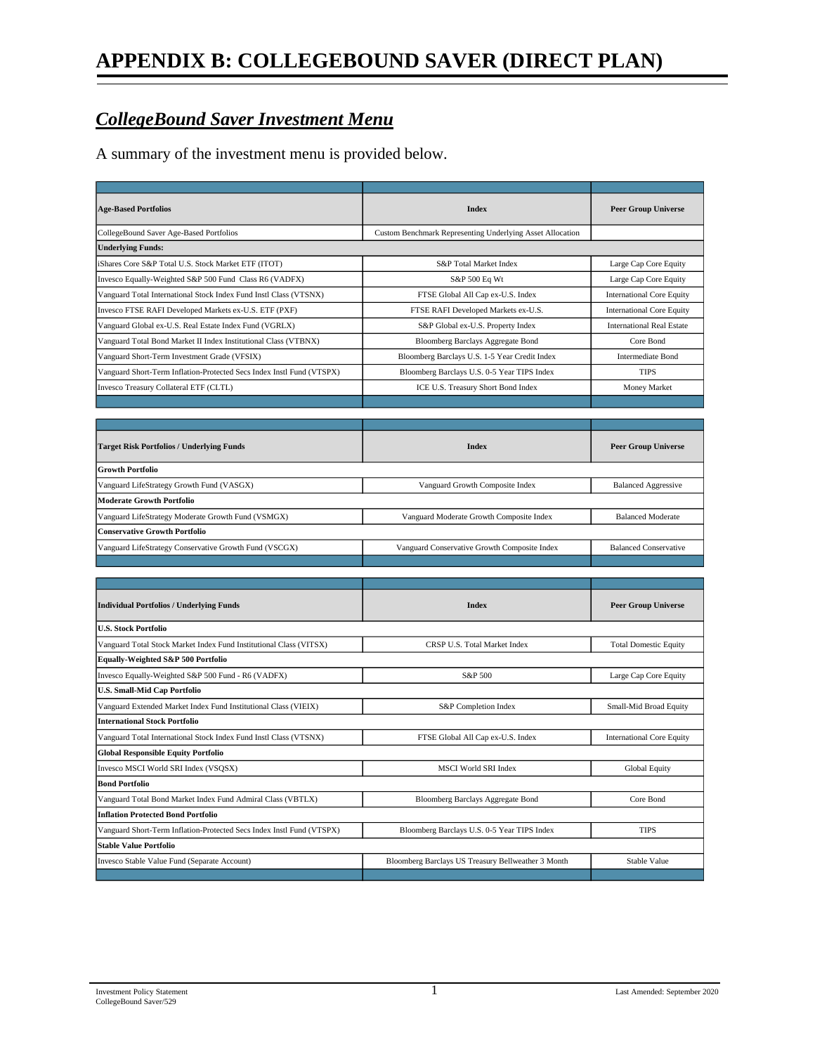# APPENDIX B: COLLEGEBOUND SAVER (DIRECT PLAN)

## *CollegeBound Saver Investment Menu*

A summary of the investment menu is provided below.

| **Age-Based Portfolios** | **Index** | **Peer Group Universe** |
|---|---|---|
| CollegeBound Saver Age-Based Portfolios | Custom Benchmark Representing Underlying Asset Allocation | |
| **Underlying Funds:** | | |
| iShares Core S&P Total U.S. Stock Market ETF (ITOT) | S&P Total Market Index | Large Cap Core Equity |
| Invesco Equally-Weighted S&P 500 Fund Class R6 (VADFX) | S&P 500 Eq Wt | Large Cap Core Equity |
| Vanguard Total International Stock Index Fund Instl Class (VTSNX) | FTSE Global All Cap ex-U.S. Index | International Core Equity |
| Invesco FTSE RAFI Developed Markets ex-U.S. ETF (PXF) | FTSE RAFI Developed Markets ex-U.S. | International Core Equity |
| Vanguard Global ex-U.S. Real Estate Index Fund (VGRLX) | S&P Global ex-U.S. Property Index | International Real Estate |
| Vanguard Total Bond Market II Index Institutional Class (VTBNX) | Bloomberg Barclays Aggregate Bond | Core Bond |
| Vanguard Short-Term Investment Grade (VFSIX) | Bloomberg Barclays U.S. 1-5 Year Credit Index | Intermediate Bond |
| Vanguard Short-Term Inflation-Protected Secs Index Instl Fund (VTSPX) | Bloomberg Barclays U.S. 0-5 Year TIPS Index | TIPS |
| Invesco Treasury Collateral ETF (CLTL) | ICE U.S. Treasury Short Bond Index | Money Market |

| **Target Risk Portfolios / Underlying Funds** | **Index** | **Peer Group Universe** |
|---|---|---|
| **Growth Portfolio** | | |
| Vanguard LifeStrategy Growth Fund (VASGX) | Vanguard Growth Composite Index | Balanced Aggressive |
| **Moderate Growth Portfolio** | | |
| Vanguard LifeStrategy Moderate Growth Fund (VSMGX) | Vanguard Moderate Growth Composite Index | Balanced Moderate |
| **Conservative Growth Portfolio** | | |
| Vanguard LifeStrategy Conservative Growth Fund (VSCGX) | Vanguard Conservative Growth Composite Index | Balanced Conservative |

| **Individual Portfolios / Underlying Funds** | **Index** | **Peer Group Universe** |
|---|---|---|
| **U.S. Stock Portfolio** | | |
| Vanguard Total Stock Market Index Fund Institutional Class (VITSX) | CRSP U.S. Total Market Index | Total Domestic Equity |
| **Equally-Weighted S&P 500 Portfolio** | | |
| Invesco Equally-Weighted S&P 500 Fund - R6 (VADFX) | S&P 500 | Large Cap Core Equity |
| **U.S. Small-Mid Cap Portfolio** | | |
| Vanguard Extended Market Index Fund Institutional Class (VIEIX) | S&P Completion Index | Small-Mid Broad Equity |
| **International Stock Portfolio** | | |
| Vanguard Total International Stock Index Fund Instl Class (VTSNX) | FTSE Global All Cap ex-U.S. Index | International Core Equity |
| **Global Responsible Equity Portfolio** | | |
| Invesco MSCI World SRI Index (VSQSX) | MSCI World SRI Index | Global Equity |
| **Bond Portfolio** | | |
| Vanguard Total Bond Market Index Fund Admiral Class (VBTLX) | Bloomberg Barclays Aggregate Bond | Core Bond |
| **Inflation Protected Bond Portfolio** | | |
| Vanguard Short-Term Inflation-Protected Secs Index Instl Fund (VTSPX) | Bloomberg Barclays U.S. 0-5 Year TIPS Index | TIPS |
| **Stable Value Portfolio** | | |
| Invesco Stable Value Fund (Separate Account) | Bloomberg Barclays US Treasury Bellweather 3 Month | Stable Value |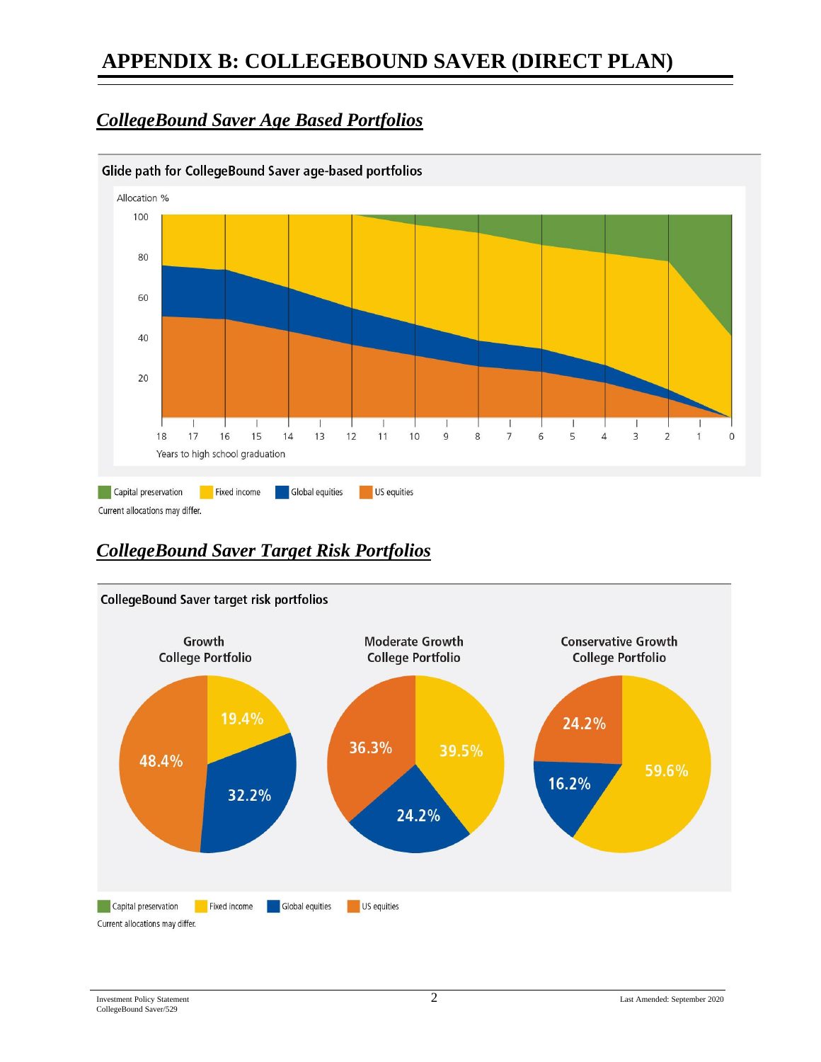# APPENDIX B: COLLEGEBOUND SAVER (DIRECT PLAN)

## *CollegeBound Saver Age Based Portfolios*

**Glide path for CollegeBound Saver age-based portfolios**

Allocation %

Years to high school graduation

Capital preservation | Fixed income | Global equities | US equities

Current allocations may differ.

## *CollegeBound Saver Target Risk Portfolios*

**CollegeBound Saver target risk portfolios**

| | Growth College Portfolio | Moderate Growth College Portfolio | Conservative Growth College Portfolio |
|---|---|---|---|
| US equities | 48.4% | 36.3% | 24.2% |
| Global equities | 32.2% | 24.2% | 16.2% |
| Fixed income | 19.4% | 39.5% | 59.6% |

Capital preservation | Fixed income | Global equities | US equities

Current allocations may differ.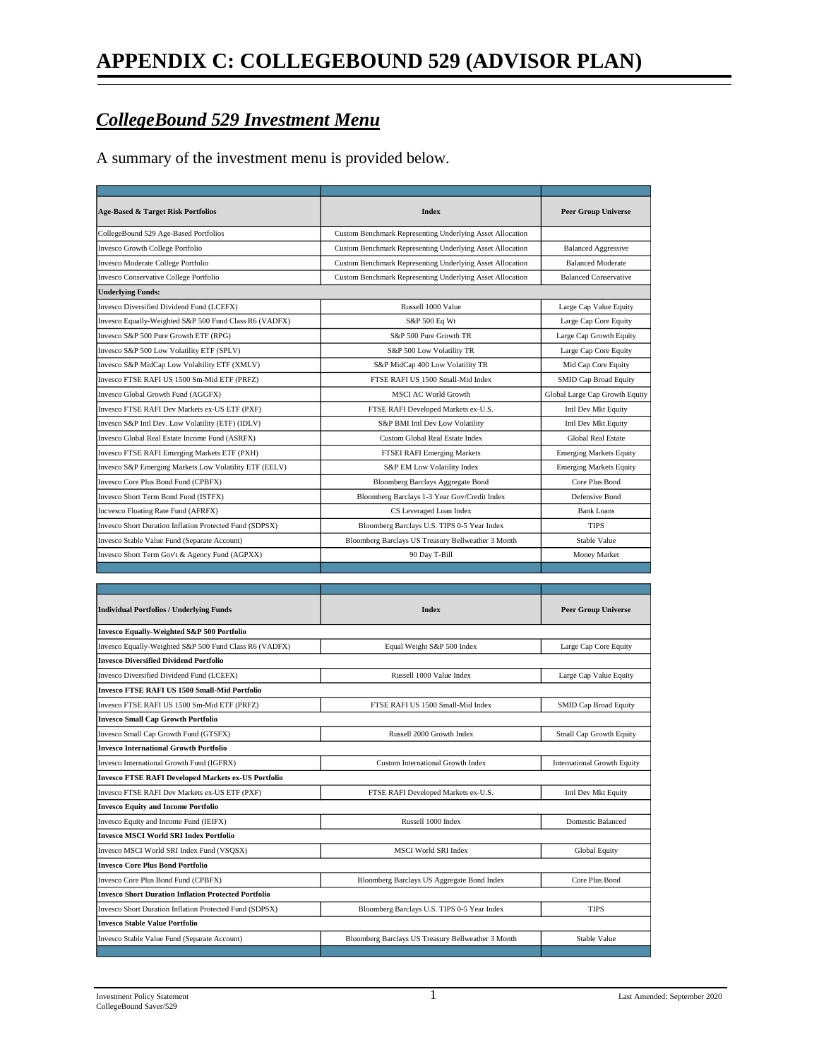# APPENDIX C: COLLEGEBOUND 529 (ADVISOR PLAN)

## *CollegeBound 529 Investment Menu*

A summary of the investment menu is provided below.

| Age-Based & Target Risk Portfolios | Index | Peer Group Universe |
|---|---|---|
| CollegeBound 529 Age-Based Portfolios | Custom Benchmark Representing Underlying Asset Allocation | |
| Invesco Growth College Portfolio | Custom Benchmark Representing Underlying Asset Allocation | Balanced Aggressive |
| Invesco Moderate College Portfolio | Custom Benchmark Representing Underlying Asset Allocation | Balanced Moderate |
| Invesco Conservative College Portfolio | Custom Benchmark Representing Underlying Asset Allocation | Balanced Conservative |
| **Underlying Funds:** | | |
| Invesco Diversified Dividend Fund (LCEFX) | Russell 1000 Value | Large Cap Value Equity |
| Invesco Equally-Weighted S&P 500 Fund Class R6 (VADFX) | S&P 500 Eq Wt | Large Cap Core Equity |
| Invesco S&P 500 Pure Growth ETF (RPG) | S&P 500 Pure Growth TR | Large Cap Growth Equity |
| Invesco S&P 500 Low Volatility ETF (SPLV) | S&P 500 Low Volatility TR | Large Cap Core Equity |
| Invesco S&P MidCap Low Volaltility ETF (XMLV) | S&P MidCap 400 Low Volatility TR | Mid Cap Core Equity |
| Invesco FTSE RAFI US 1500 Sm-Mid ETF (PRFZ) | FTSE RAFI US 1500 Small-Mid Index | SMID Cap Broad Equity |
| Invesco Global Growth Fund (AGGFX) | MSCI AC World Growth | Global Large Cap Growth Equity |
| Invesco FTSE RAFI Dev Markets ex-US ETF (PXF) | FTSE RAFI Developed Markets ex-U.S. | Intl Dev Mkt Equity |
| Invesco S&P Intl Dev. Low Volatility (ETF) (IDLV) | S&P BMI Intl Dev Low Volatility | Intl Dev Mkt Equity |
| Invesco Global Real Estate Income Fund (ASRFX) | Custom Global Real Estate Index | Global Real Estate |
| Invesco FTSE RAFI Emerging Markets ETF (PXH) | FTSEI RAFI Emerging Markets | Emerging Markets Equity |
| Invesco S&P Emerging Markets Low Volatility ETF (EELV) | S&P EM Low Volatility Index | Emerging Markets Equity |
| Invesco Core Plus Bond Fund (CPBFX) | Bloomberg Barclays Aggregate Bond | Core Plus Bond |
| Invesco Short Term Bond Fund (ISTFX) | Bloomberg Barclays 1-3 Year Gov/Credit Index | Defensive Bond |
| Incvesco Floating Rate Fund (AFRFX) | CS Leveraged Loan Index | Bank Loans |
| Invesco Short Duration Inflation Protected Fund (SDPSX) | Bloomberg Barclays U.S. TIPS 0-5 Year Index | TIPS |
| Invesco Stable Value Fund (Separate Account) | Bloomberg Barclays US Treasury Bellweather 3 Month | Stable Value |
| Invesco Short Term Gov't & Agency Fund (AGPXX) | 90 Day T-Bill | Money Market |

| Individual Portfolios / Underlying Funds | Index | Peer Group Universe |
|---|---|---|
| **Invesco Equally-Weighted S&P 500 Portfolio** | | |
| Invesco Equally-Weighted S&P 500 Fund Class R6 (VADFX) | Equal Weight S&P 500 Index | Large Cap Core Equity |
| **Invesco Diversified Dividend Portfolio** | | |
| Invesco Diversified Dividend Fund (LCEFX) | Russell 1000 Value Index | Large Cap Value Equity |
| **Invesco FTSE RAFI US 1500 Small-Mid Portfolio** | | |
| Invesco FTSE RAFI US 1500 Sm-Mid ETF (PRFZ) | FTSE RAFI US 1500 Small-Mid Index | SMID Cap Broad Equity |
| **Invesco Small Cap Growth Portfolio** | | |
| Invesco Small Cap Growth Fund (GTSFX) | Russell 2000 Growth Index | Small Cap Growth Equity |
| **Invesco International Growth Portfolio** | | |
| Invesco International Growth Fund (IGFRX) | Custom International Growth Index | International Growth Equity |
| **Invesco FTSE RAFI Developed Markets ex-US Portfolio** | | |
| Invesco FTSE RAFI Dev Markets ex-US ETF (PXF) | FTSE RAFI Developed Markets ex-U.S. | Intl Dev Mkt Equity |
| **Invesco Equity and Income Portfolio** | | |
| Invesco Equity and Income Fund (IEIFX) | Russell 1000 Index | Domestic Balanced |
| **Invesco MSCI World SRI Index Portfolio** | | |
| Invesco MSCI World SRI Index Fund (VSQSX) | MSCI World SRI Index | Global Equity |
| **Invesco Core Plus Bond Portfolio** | | |
| Invesco Core Plus Bond Fund (CPBFX) | Bloomberg Barclays US Aggregate Bond Index | Core Plus Bond |
| **Invesco Short Duration Inflation Protected Portfolio** | | |
| Invesco Short Duration Inflation Protected Fund (SDPSX) | Bloomberg Barclays U.S. TIPS 0-5 Year Index | TIPS |
| **Invesco Stable Value Portfolio** | | |
| Invesco Stable Value Fund (Separate Account) | Bloomberg Barclays US Treasury Bellweather 3 Month | Stable Value |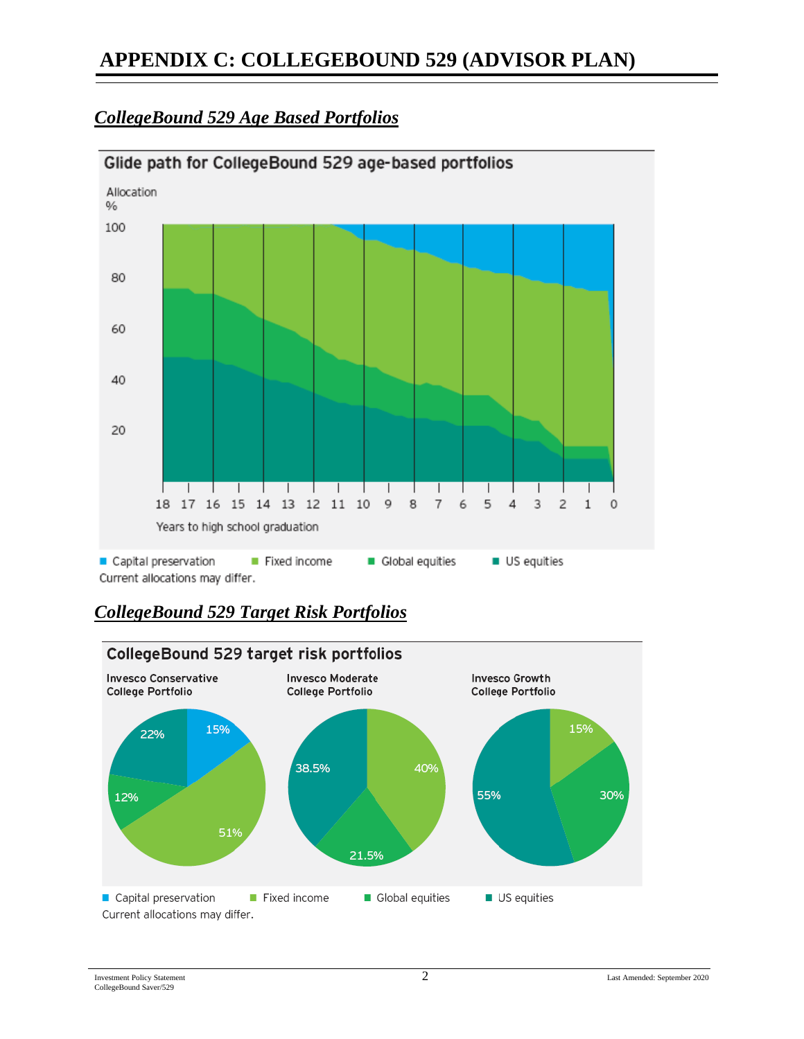# APPENDIX C: COLLEGEBOUND 529 (ADVISOR PLAN)

## *CollegeBound 529 Age Based Portfolios*

Glide path for CollegeBound 529 age-based portfolios

Allocation %

100

80

60

40

20

18 17 16 15 14 13 12 11 10 9 8 7 6 5 4 3 2 1 0

Years to high school graduation

Capital preservation Fixed income Global equities US equities

Current allocations may differ.

## *CollegeBound 529 Target Risk Portfolios*

CollegeBound 529 target risk portfolios

Invesco Conservative College Portfolio

22% 15% 12% 51%

Invesco Moderate College Portfolio

38.5% 40% 21.5%

Invesco Growth College Portfolio

15% 55% 30%

Capital preservation Fixed income Global equities US equities

Current allocations may differ.